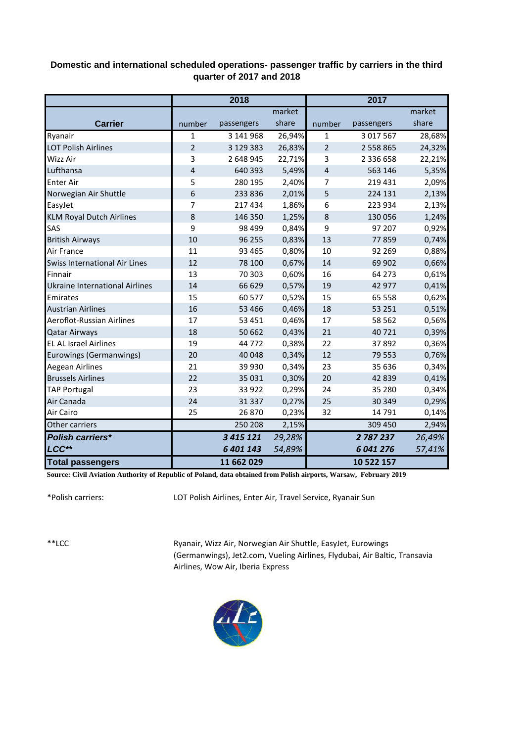## Domestic and international scheduled operations- passenger traffic by carriers in the third quarter of 2017 and 2018

| Carrier | 2018 number | 2018 passengers | 2018 market share | 2017 number | 2017 passengers | 2017 market share |
|---|---|---|---|---|---|---|
| Ryanair | 1 | 3 141 968 | 26,94% | 1 | 3 017 567 | 28,68% |
| LOT Polish Airlines | 2 | 3 129 383 | 26,83% | 2 | 2 558 865 | 24,32% |
| Wizz Air | 3 | 2 648 945 | 22,71% | 3 | 2 336 658 | 22,21% |
| Lufthansa | 4 | 640 393 | 5,49% | 4 | 563 146 | 5,35% |
| Enter Air | 5 | 280 195 | 2,40% | 7 | 219 431 | 2,09% |
| Norwegian Air Shuttle | 6 | 233 836 | 2,01% | 5 | 224 131 | 2,13% |
| EasyJet | 7 | 217 434 | 1,86% | 6 | 223 934 | 2,13% |
| KLM Royal Dutch Airlines | 8 | 146 350 | 1,25% | 8 | 130 056 | 1,24% |
| SAS | 9 | 98 499 | 0,84% | 9 | 97 207 | 0,92% |
| British Airways | 10 | 96 255 | 0,83% | 13 | 77 859 | 0,74% |
| Air France | 11 | 93 465 | 0,80% | 10 | 92 269 | 0,88% |
| Swiss International Air Lines | 12 | 78 100 | 0,67% | 14 | 69 902 | 0,66% |
| Finnair | 13 | 70 303 | 0,60% | 16 | 64 273 | 0,61% |
| Ukraine International Airlines | 14 | 66 629 | 0,57% | 19 | 42 977 | 0,41% |
| Emirates | 15 | 60 577 | 0,52% | 15 | 65 558 | 0,62% |
| Austrian Airlines | 16 | 53 466 | 0,46% | 18 | 53 251 | 0,51% |
| Aeroflot-Russian Airlines | 17 | 53 451 | 0,46% | 17 | 58 562 | 0,56% |
| Qatar Airways | 18 | 50 662 | 0,43% | 21 | 40 721 | 0,39% |
| EL AL Israel Airlines | 19 | 44 772 | 0,38% | 22 | 37 892 | 0,36% |
| Eurowings (Germanwings) | 20 | 40 048 | 0,34% | 12 | 79 553 | 0,76% |
| Aegean Airlines | 21 | 39 930 | 0,34% | 23 | 35 636 | 0,34% |
| Brussels Airlines | 22 | 35 031 | 0,30% | 20 | 42 839 | 0,41% |
| TAP Portugal | 23 | 33 922 | 0,29% | 24 | 35 280 | 0,34% |
| Air Canada | 24 | 31 337 | 0,27% | 25 | 30 349 | 0,29% |
| Air Cairo | 25 | 26 870 | 0,23% | 32 | 14 791 | 0,14% |
| Other carriers | | 250 208 | 2,15% | | 309 450 | 2,94% |
| ***Polish carriers**** | | ***3 415 121*** | *29,28%* | | ***2 787 237*** | *26,49%* |
| ***LCC***** | | ***6 401 143*** | *54,89%* | | ***6 041 276*** | *57,41%* |
| **Total passengers** | | **11 662 029** | | | **10 522 157** | |

**Source: Civil Aviation Authority of Republic of Poland, data obtained from Polish airports, Warsaw, February 2019**

*Polish carriers: LOT Polish Airlines, Enter Air, Travel Service, Ryanair Sun

**LCC: Ryanair, Wizz Air, Norwegian Air Shuttle, EasyJet, Eurowings (Germanwings), Jet2.com, Vueling Airlines, Flydubai, Air Baltic, Transavia Airlines, Wow Air, Iberia Express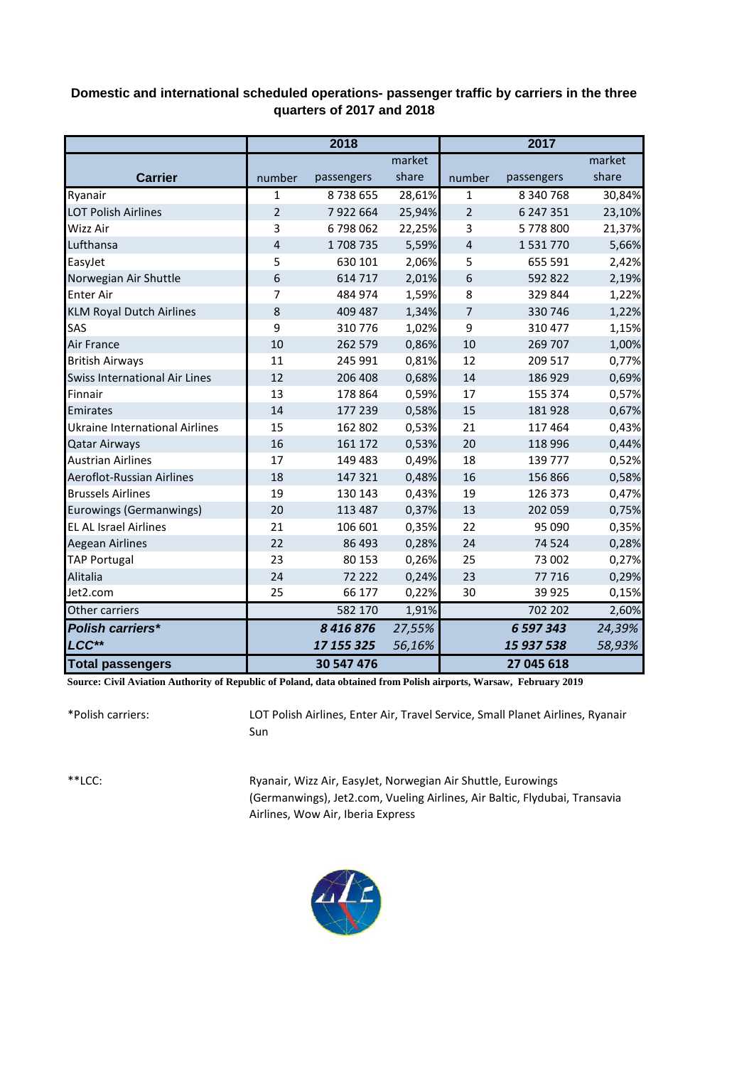### Domestic and international scheduled operations- passenger traffic by carriers in the three quarters of 2017 and 2018

| Carrier | 2018 | | | 2017 | | |
|---|---|---|---|---|---|---|
| | number | passengers | market share | number | passengers | market share |
| Ryanair | 1 | 8 738 655 | 28,61% | 1 | 8 340 768 | 30,84% |
| LOT Polish Airlines | 2 | 7 922 664 | 25,94% | 2 | 6 247 351 | 23,10% |
| Wizz Air | 3 | 6 798 062 | 22,25% | 3 | 5 778 800 | 21,37% |
| Lufthansa | 4 | 1 708 735 | 5,59% | 4 | 1 531 770 | 5,66% |
| EasyJet | 5 | 630 101 | 2,06% | 5 | 655 591 | 2,42% |
| Norwegian Air Shuttle | 6 | 614 717 | 2,01% | 6 | 592 822 | 2,19% |
| Enter Air | 7 | 484 974 | 1,59% | 8 | 329 844 | 1,22% |
| KLM Royal Dutch Airlines | 8 | 409 487 | 1,34% | 7 | 330 746 | 1,22% |
| SAS | 9 | 310 776 | 1,02% | 9 | 310 477 | 1,15% |
| Air France | 10 | 262 579 | 0,86% | 10 | 269 707 | 1,00% |
| British Airways | 11 | 245 991 | 0,81% | 12 | 209 517 | 0,77% |
| Swiss International Air Lines | 12 | 206 408 | 0,68% | 14 | 186 929 | 0,69% |
| Finnair | 13 | 178 864 | 0,59% | 17 | 155 374 | 0,57% |
| Emirates | 14 | 177 239 | 0,58% | 15 | 181 928 | 0,67% |
| Ukraine International Airlines | 15 | 162 802 | 0,53% | 21 | 117 464 | 0,43% |
| Qatar Airways | 16 | 161 172 | 0,53% | 20 | 118 996 | 0,44% |
| Austrian Airlines | 17 | 149 483 | 0,49% | 18 | 139 777 | 0,52% |
| Aeroflot-Russian Airlines | 18 | 147 321 | 0,48% | 16 | 156 866 | 0,58% |
| Brussels Airlines | 19 | 130 143 | 0,43% | 19 | 126 373 | 0,47% |
| Eurowings (Germanwings) | 20 | 113 487 | 0,37% | 13 | 202 059 | 0,75% |
| EL AL Israel Airlines | 21 | 106 601 | 0,35% | 22 | 95 090 | 0,35% |
| Aegean Airlines | 22 | 86 493 | 0,28% | 24 | 74 524 | 0,28% |
| TAP Portugal | 23 | 80 153 | 0,26% | 25 | 73 002 | 0,27% |
| Alitalia | 24 | 72 222 | 0,24% | 23 | 77 716 | 0,29% |
| Jet2.com | 25 | 66 177 | 0,22% | 30 | 39 925 | 0,15% |
| Other carriers | | 582 170 | 1,91% | | 702 202 | 2,60% |
| ***Polish carriers**** | | ***8 416 876*** | *27,55%* | | ***6 597 343*** | *24,39%* |
| ***LCC***** | | ***17 155 325*** | *56,16%* | | ***15 937 538*** | *58,93%* |
| **Total passengers** | | **30 547 476** | | | **27 045 618** | |

**Source: Civil Aviation Authority of Republic of Poland, data obtained from Polish airports, Warsaw, February 2019**

*Polish carriers: LOT Polish Airlines, Enter Air, Travel Service, Small Planet Airlines, Ryanair Sun

**LCC: Ryanair, Wizz Air, EasyJet, Norwegian Air Shuttle, Eurowings (Germanwings), Jet2.com, Vueling Airlines, Air Baltic, Flydubai, Transavia Airlines, Wow Air, Iberia Express